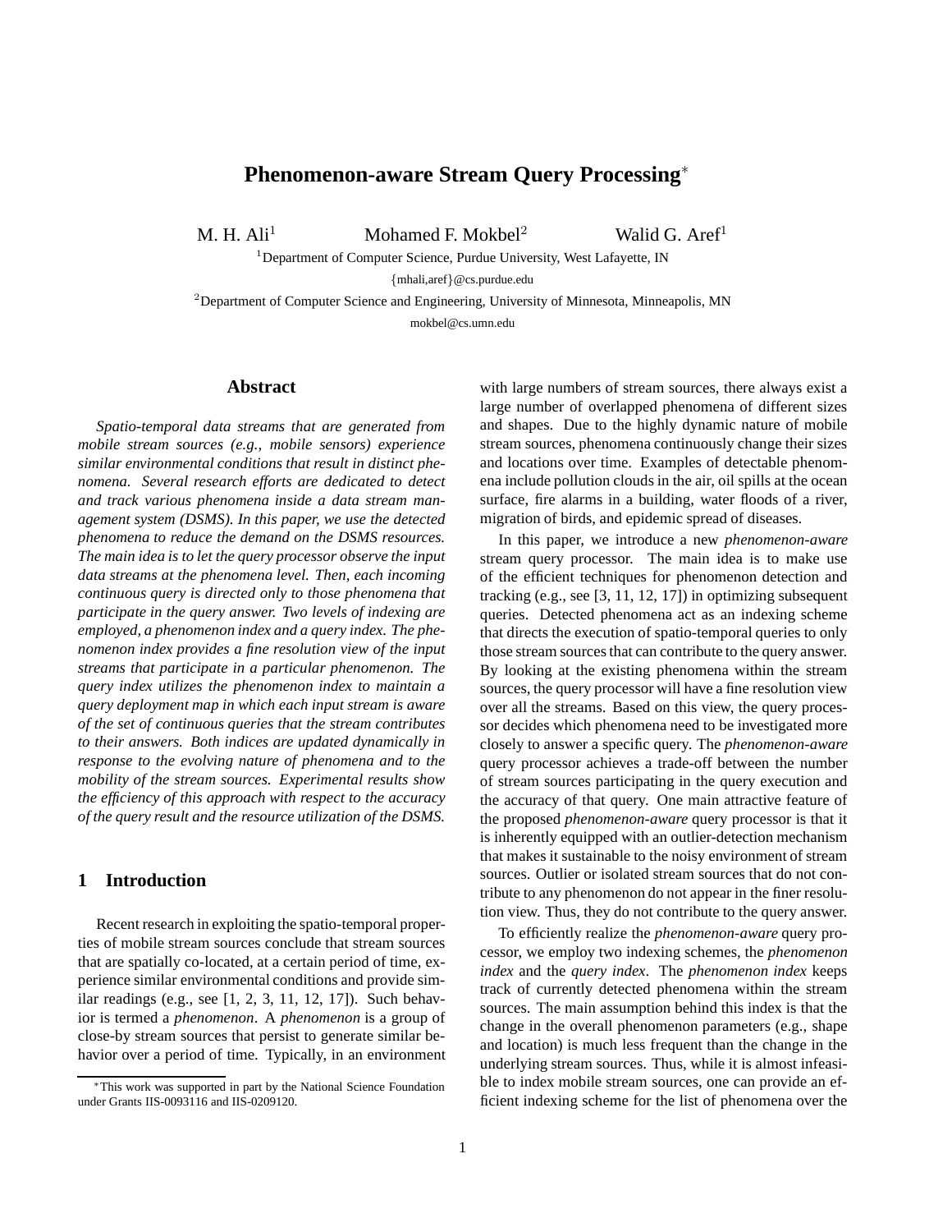# Phenomenon-aware Stream Query Processing*

M. H. Ali[1] Mohamed F. Mokbel[2] Walid G. Aref[1]

[1]Department of Computer Science, Purdue University, West Lafayette, IN

{mhali,aref}@cs.purdue.edu

[2]Department of Computer Science and Engineering, University of Minnesota, Minneapolis, MN

mokbel@cs.umn.edu

## Abstract

*Spatio-temporal data streams that are generated from mobile stream sources (e.g., mobile sensors) experience similar environmental conditions that result in distinct phenomena. Several research efforts are dedicated to detect and track various phenomena inside a data stream management system (DSMS). In this paper, we use the detected phenomena to reduce the demand on the DSMS resources. The main idea is to let the query processor observe the input data streams at the phenomena level. Then, each incoming continuous query is directed only to those phenomena that participate in the query answer. Two levels of indexing are employed, a phenomenon index and a query index. The phenomenon index provides a fine resolution view of the input streams that participate in a particular phenomenon. The query index utilizes the phenomenon index to maintain a query deployment map in which each input stream is aware of the set of continuous queries that the stream contributes to their answers. Both indices are updated dynamically in response to the evolving nature of phenomena and to the mobility of the stream sources. Experimental results show the efficiency of this approach with respect to the accuracy of the query result and the resource utilization of the DSMS.*

## 1 Introduction

Recent research in exploiting the spatio-temporal properties of mobile stream sources conclude that stream sources that are spatially co-located, at a certain period of time, experience similar environmental conditions and provide similar readings (e.g., see [1, 2, 3, 11, 12, 17]). Such behavior is termed a *phenomenon*. A *phenomenon* is a group of close-by stream sources that persist to generate similar behavior over a period of time. Typically, in an environment with large numbers of stream sources, there always exist a large number of overlapped phenomena of different sizes and shapes. Due to the highly dynamic nature of mobile stream sources, phenomena continuously change their sizes and locations over time. Examples of detectable phenomena include pollution clouds in the air, oil spills at the ocean surface, fire alarms in a building, water floods of a river, migration of birds, and epidemic spread of diseases.

In this paper, we introduce a new *phenomenon-aware* stream query processor. The main idea is to make use of the efficient techniques for phenomenon detection and tracking (e.g., see [3, 11, 12, 17]) in optimizing subsequent queries. Detected phenomena act as an indexing scheme that directs the execution of spatio-temporal queries to only those stream sources that can contribute to the query answer. By looking at the existing phenomena within the stream sources, the query processor will have a fine resolution view over all the streams. Based on this view, the query processor decides which phenomena need to be investigated more closely to answer a specific query. The *phenomenon-aware* query processor achieves a trade-off between the number of stream sources participating in the query execution and the accuracy of that query. One main attractive feature of the proposed *phenomenon-aware* query processor is that it is inherently equipped with an outlier-detection mechanism that makes it sustainable to the noisy environment of stream sources. Outlier or isolated stream sources that do not contribute to any phenomenon do not appear in the finer resolution view. Thus, they do not contribute to the query answer.

To efficiently realize the *phenomenon-aware* query processor, we employ two indexing schemes, the *phenomenon index* and the *query index*. The *phenomenon index* keeps track of currently detected phenomena within the stream sources. The main assumption behind this index is that the change in the overall phenomenon parameters (e.g., shape and location) is much less frequent than the change in the underlying stream sources. Thus, while it is almost infeasible to index mobile stream sources, one can provide an efficient indexing scheme for the list of phenomena over the

*This work was supported in part by the National Science Foundation under Grants IIS-0093116 and IIS-0209120.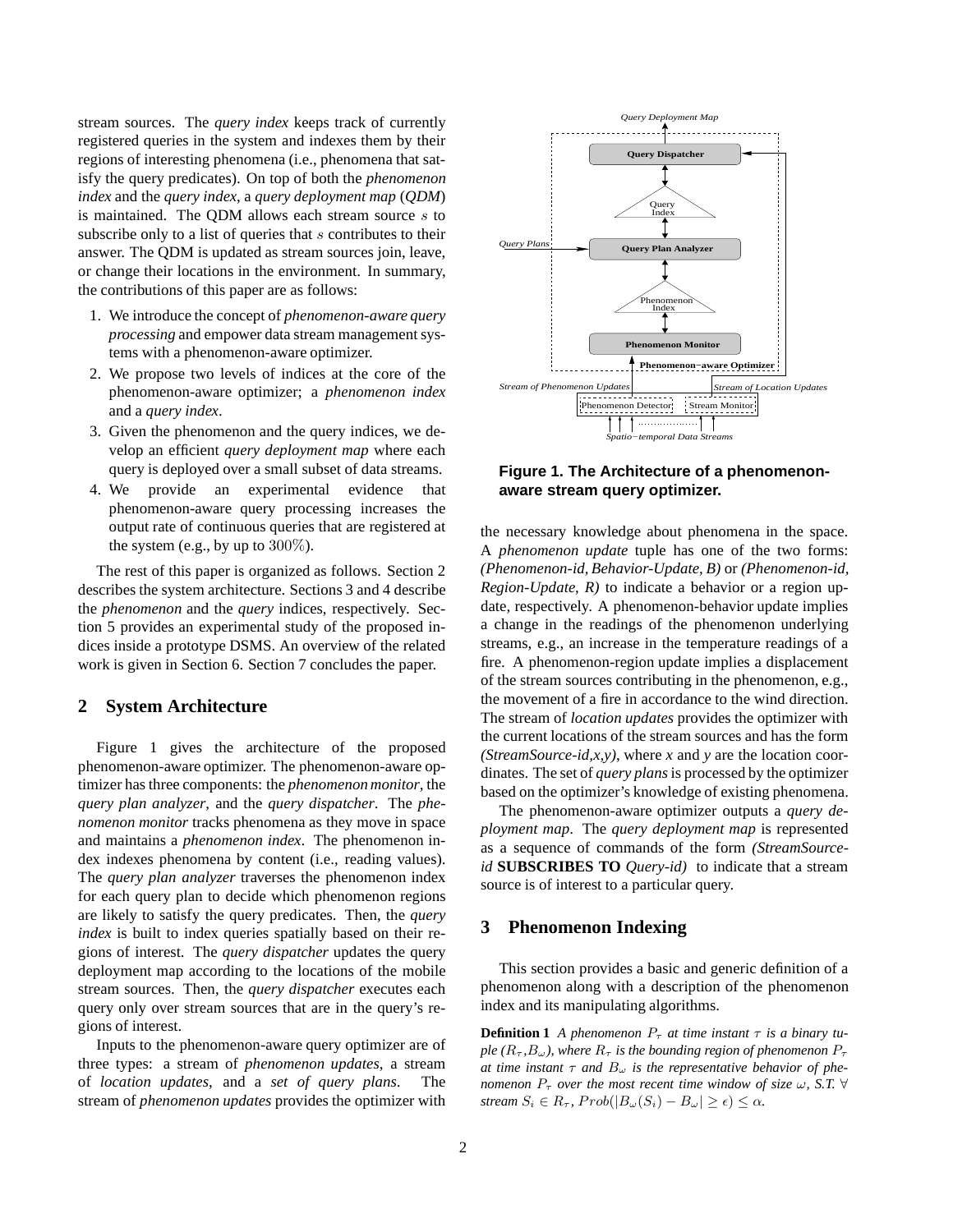stream sources. The *query index* keeps track of currently registered queries in the system and indexes them by their regions of interesting phenomena (i.e., phenomena that satisfy the query predicates). On top of both the *phenomenon index* and the *query index*, a *query deployment map* (*QDM*) is maintained. The QDM allows each stream source $s$ to subscribe only to a list of queries that $s$ contributes to their answer. The QDM is updated as stream sources join, leave, or change their locations in the environment. In summary, the contributions of this paper are as follows:

1. We introduce the concept of *phenomenon-aware query processing* and empower data stream management systems with a phenomenon-aware optimizer.
2. We propose two levels of indices at the core of the phenomenon-aware optimizer; a *phenomenon index* and a *query index*.
3. Given the phenomenon and the query indices, we develop an efficient *query deployment map* where each query is deployed over a small subset of data streams.
4. We provide an experimental evidence that phenomenon-aware query processing increases the output rate of continuous queries that are registered at the system (e.g., by up to $300\%$).

The rest of this paper is organized as follows. Section 2 describes the system architecture. Sections 3 and 4 describe the *phenomenon* and the *query* indices, respectively. Section 5 provides an experimental study of the proposed indices inside a prototype DSMS. An overview of the related work is given in Section 6. Section 7 concludes the paper.

## 2 System Architecture

Figure 1 gives the architecture of the proposed phenomenon-aware optimizer. The phenomenon-aware optimizer has three components: the *phenomenon monitor*, the *query plan analyzer*, and the *query dispatcher*. The *phenomenon monitor* tracks phenomena as they move in space and maintains a *phenomenon index*. The phenomenon index indexes phenomena by content (i.e., reading values). The *query plan analyzer* traverses the phenomenon index for each query plan to decide which phenomenon regions are likely to satisfy the query predicates. Then, the *query index* is built to index queries spatially based on their regions of interest. The *query dispatcher* updates the query deployment map according to the locations of the mobile stream sources. Then, the *query dispatcher* executes each query only over stream sources that are in the query's regions of interest.

Inputs to the phenomenon-aware query optimizer are of three types: a stream of *phenomenon updates*, a stream of *location updates*, and a *set of query plans*. The stream of *phenomenon updates* provides the optimizer with the necessary knowledge about phenomena in the space. A *phenomenon update* tuple has one of the two forms: *(Phenomenon-id, Behavior-Update, B)* or *(Phenomenon-id, Region-Update, R)* to indicate a behavior or a region update, respectively. A phenomenon-behavior update implies a change in the readings of the phenomenon underlying streams, e.g., an increase in the temperature readings of a fire. A phenomenon-region update implies a displacement of the stream sources contributing in the phenomenon, e.g., the movement of a fire in accordance to the wind direction. The stream of *location updates* provides the optimizer with the current locations of the stream sources and has the form *(StreamSource-id,x,y)*, where *x* and *y* are the location coordinates. The set of *query plans* is processed by the optimizer based on the optimizer's knowledge of existing phenomena.

**Figure 1. The Architecture of a phenomenon-aware stream query optimizer.**

The phenomenon-aware optimizer outputs a *query deployment map*. The *query deployment map* is represented as a sequence of commands of the form *(StreamSource-id* **SUBSCRIBES TO** *Query-id)* to indicate that a stream source is of interest to a particular query.

## 3 Phenomenon Indexing

This section provides a basic and generic definition of a phenomenon along with a description of the phenomenon index and its manipulating algorithms.

**Definition 1** *A phenomenon $P_\tau$ at time instant $\tau$ is a binary tuple ($R_\tau$,$B_\omega$), where $R_\tau$ is the bounding region of phenomenon $P_\tau$ at time instant $\tau$ and $B_\omega$ is the representative behavior of phenomenon $P_\tau$ over the most recent time window of size $\omega$, S.T. $\forall$ stream $S_i \in R_\tau$, $Prob(|B_\omega(S_i) - B_\omega| \geq \epsilon) \leq \alpha$.*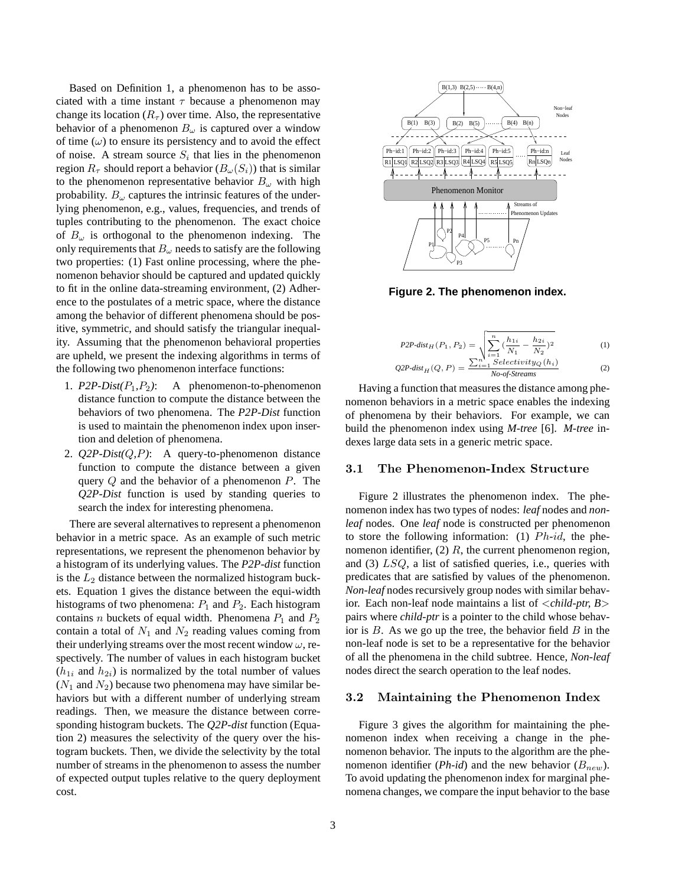Based on Definition 1, a phenomenon has to be associated with a time instant $\tau$ because a phenomenon may change its location ($R_\tau$) over time. Also, the representative behavior of a phenomenon $B_\omega$ is captured over a window of time ($\omega$) to ensure its persistency and to avoid the effect of noise. A stream source $S_i$ that lies in the phenomenon region $R_\tau$ should report a behavior ($B_\omega(S_i)$) that is similar to the phenomenon representative behavior $B_\omega$ with high probability. $B_\omega$ captures the intrinsic features of the underlying phenomenon, e.g., values, frequencies, and trends of tuples contributing to the phenomenon. The exact choice of $B_\omega$ is orthogonal to the phenomenon indexing. The only requirements that $B_\omega$ needs to satisfy are the following two properties: (1) Fast online processing, where the phenomenon behavior should be captured and updated quickly to fit in the online data-streaming environment, (2) Adherence to the postulates of a metric space, where the distance among the behavior of different phenomena should be positive, symmetric, and should satisfy the triangular inequality. Assuming that the phenomenon behavioral properties are upheld, we present the indexing algorithms in terms of the following two phenomenon interface functions:

1. *P2P-Dist($P_1$,$P_2$)*: A phenomenon-to-phenomenon distance function to compute the distance between the behaviors of two phenomena. The *P2P-Dist* function is used to maintain the phenomenon index upon insertion and deletion of phenomena.
2. *Q2P-Dist($Q$,$P$)*: A query-to-phenomenon distance function to compute the distance between a given query $Q$ and the behavior of a phenomenon $P$. The *Q2P-Dist* function is used by standing queries to search the index for interesting phenomena.

There are several alternatives to represent a phenomenon behavior in a metric space. As an example of such metric representations, we represent the phenomenon behavior by a histogram of its underlying values. The *P2P-dist* function is the $L_2$ distance between the normalized histogram buckets. Equation 1 gives the distance between the equi-width histograms of two phenomena: $P_1$ and $P_2$. Each histogram contains $n$ buckets of equal width. Phenomena $P_1$ and $P_2$ contain a total of $N_1$ and $N_2$ reading values coming from their underlying streams over the most recent window $\omega$, respectively. The number of values in each histogram bucket ($h_{1i}$ and $h_{2i}$) is normalized by the total number of values ($N_1$ and $N_2$) because two phenomena may have similar behaviors but with a different number of underlying stream readings. Then, we measure the distance between corresponding histogram buckets. The *Q2P-dist* function (Equation 2) measures the selectivity of the query over the histogram buckets. Then, we divide the selectivity by the total number of streams in the phenomenon to assess the number of expected output tuples relative to the query deployment cost.

**Figure 2. The phenomenon index.**

$$\textit{P2P-dist}_H(P_1,P_2) = \sqrt{\sum_{i=1}^{n}\left(\frac{h_{1i}}{N_1} - \frac{h_{2i}}{N_2}\right)^2} \quad (1)$$

$$\textit{Q2P-dist}_H(Q,P) = \frac{\sum_{i=1}^{n} Selectivity_Q(h_i)}{\textit{No-of-Streams}} \quad (2)$$

Having a function that measures the distance among phenomenon behaviors in a metric space enables the indexing of phenomena by their behaviors. For example, we can build the phenomenon index using *M-tree* [6]. *M-tree* indexes large data sets in a generic metric space.

### 3.1 The Phenomenon-Index Structure

Figure 2 illustrates the phenomenon index. The phenomenon index has two types of nodes: *leaf* nodes and *non-leaf* nodes. One *leaf* node is constructed per phenomenon to store the following information: (1) $Ph\text{-}id$, the phenomenon identifier, (2) $R$, the current phenomenon region, and (3) $LSQ$, a list of satisfied queries, i.e., queries with predicates that are satisfied by values of the phenomenon. *Non-leaf* nodes recursively group nodes with similar behavior. Each non-leaf node maintains a list of <*child-ptr, B*> pairs where *child-ptr* is a pointer to the child whose behavior is $B$. As we go up the tree, the behavior field $B$ in the non-leaf node is set to be a representative for the behavior of all the phenomena in the child subtree. Hence, *Non-leaf* nodes direct the search operation to the leaf nodes.

### 3.2 Maintaining the Phenomenon Index

Figure 3 gives the algorithm for maintaining the phenomenon index when receiving a change in the phenomenon behavior. The inputs to the algorithm are the phenomenon identifier (*Ph-id*) and the new behavior ($B_{new}$). To avoid updating the phenomenon index for marginal phenomena changes, we compare the input behavior to the base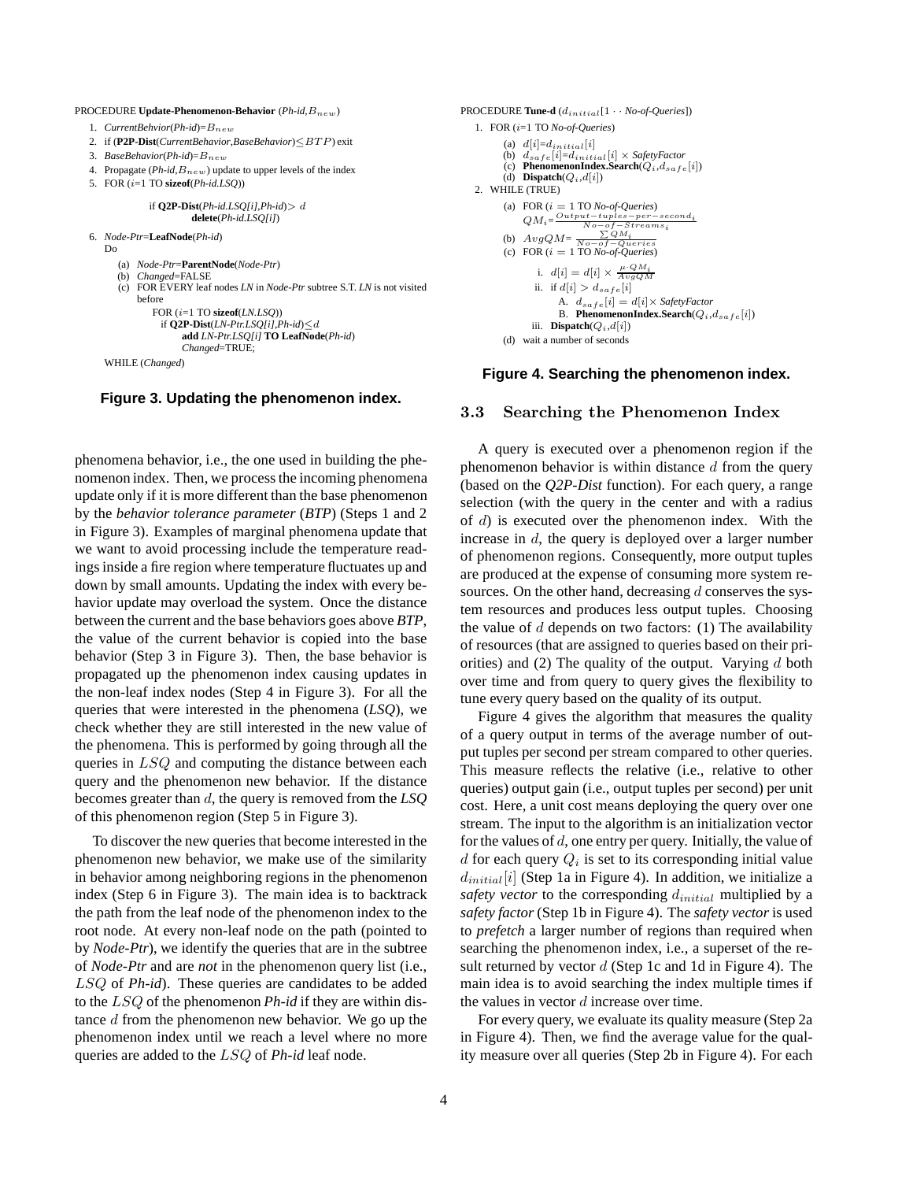PROCEDURE **Update-Phenomenon-Behavior** (*Ph-id*,$B_{new}$)

1. *CurrentBehvior*(*Ph-id*)=$B_{new}$
2. if (**P2P-Dist**(*CurrentBehavior*,*BaseBehavior*)$\leq BTP$) exit
3. *BaseBehavior*(*Ph-id*)=$B_{new}$
4. Propagate (*Ph-id*,$B_{new}$) update to upper levels of the index
5. FOR ($i$=1 TO **sizeof**(*Ph-id.LSQ*))

   if **Q2P-Dist**(*Ph-id.LSQ[i]*,*Ph-id*)$> d$
   **delete**(*Ph-id.LSQ[i]*)

6. *Node-Ptr*=**LeafNode**(*Ph-id*)
   Do
   (a) *Node-Ptr*=**ParentNode**(*Node-Ptr*)
   (b) *Changed*=FALSE
   (c) FOR EVERY leaf nodes *LN* in *Node-Ptr* subtree S.T. *LN* is not visited before
       FOR ($i$=1 TO **sizeof**(*LN.LSQ*))
         if **Q2P-Dist**(*LN-Ptr.LSQ[i]*,*Ph-id*)$\leq d$
           **add** *LN-Ptr.LSQ[i]* **TO LeafNode**(*Ph-id*)
           *Changed*=TRUE;

   WHILE (*Changed*)

**Figure 3. Updating the phenomenon index.**

phenomena behavior, i.e., the one used in building the phenomenon index. Then, we process the incoming phenomena update only if it is more different than the base phenomenon by the *behavior tolerance parameter* (*BTP*) (Steps 1 and 2 in Figure 3). Examples of marginal phenomena update that we want to avoid processing include the temperature readings inside a fire region where temperature fluctuates up and down by small amounts. Updating the index with every behavior update may overload the system. Once the distance between the current and the base behaviors goes above *BTP*, the value of the current behavior is copied into the base behavior (Step 3 in Figure 3). Then, the base behavior is propagated up the phenomenon index causing updates in the non-leaf index nodes (Step 4 in Figure 3). For all the queries that were interested in the phenomena (*LSQ*), we check whether they are still interested in the new value of the phenomena. This is performed by going through all the queries in $LSQ$ and computing the distance between each query and the phenomenon new behavior. If the distance becomes greater than $d$, the query is removed from the *LSQ* of this phenomenon region (Step 5 in Figure 3).

To discover the new queries that become interested in the phenomenon new behavior, we make use of the similarity in behavior among neighboring regions in the phenomenon index (Step 6 in Figure 3). The main idea is to backtrack the path from the leaf node of the phenomenon index to the root node. At every non-leaf node on the path (pointed to by *Node-Ptr*), we identify the queries that are in the subtree of *Node-Ptr* and are *not* in the phenomenon query list (i.e., $LSQ$ of *Ph-id*). These queries are candidates to be added to the $LSQ$ of the phenomenon *Ph-id* if they are within distance $d$ from the phenomenon new behavior. We go up the phenomenon index until we reach a level where no more queries are added to the $LSQ$ of *Ph-id* leaf node.

PROCEDURE **Tune-d** ($d_{initial}$[1 $\cdots$ *No-of-Queries*])

1. FOR ($i$=1 TO *No-of-Queries*)
   (a) $d[i]$=$d_{initial}[i]$
   (b) $d_{safe}[i]$=$d_{initial}[i]$ $\times$ *SafetyFactor*
   (c) **PhenomenonIndex.Search**($Q_i$,$d_{safe}[i]$)
   (d) **Dispatch**($Q_i$,$d[i]$)
2. WHILE (TRUE)
   (a) FOR ($i$ = 1 TO *No-of-Queries*)
       $QM_i = \frac{Output-tuples-per-second_i}{No-of-Streams_i}$
   (b) $AvgQM = \frac{\sum QM_i}{No-of-Queries}$
   (c) FOR ($i$ = 1 TO *No-of-Queries*)
       i. $d[i] = d[i] \times \frac{\mu \cdot QM_i}{AvgQM}$
       ii. if $d[i] > d_{safe}[i]$
           A. $d_{safe}[i] = d[i] \times$ *SafetyFactor*
           B. **PhenomenonIndex.Search**($Q_i$,$d_{safe}[i]$)
       iii. **Dispatch**($Q_i$,$d[i]$)
   (d) wait a number of seconds

**Figure 4. Searching the phenomenon index.**

### 3.3 Searching the Phenomenon Index

A query is executed over a phenomenon region if the phenomenon behavior is within distance $d$ from the query (based on the *Q2P-Dist* function). For each query, a range selection (with the query in the center and with a radius of $d$) is executed over the phenomenon index. With the increase in $d$, the query is deployed over a larger number of phenomenon regions. Consequently, more output tuples are produced at the expense of consuming more system resources. On the other hand, decreasing $d$ conserves the system resources and produces less output tuples. Choosing the value of $d$ depends on two factors: (1) The availability of resources (that are assigned to queries based on their priorities) and (2) The quality of the output. Varying $d$ both over time and from query to query gives the flexibility to tune every query based on the quality of its output.

Figure 4 gives the algorithm that measures the quality of a query output in terms of the average number of output tuples per second per stream compared to other queries. This measure reflects the relative (i.e., relative to other queries) output gain (i.e., output tuples per second) per unit cost. Here, a unit cost means deploying the query over one stream. The input to the algorithm is an initialization vector for the values of $d$, one entry per query. Initially, the value of $d$ for each query $Q_i$ is set to its corresponding initial value $d_{initial}[i]$ (Step 1a in Figure 4). In addition, we initialize a *safety vector* to the corresponding $d_{initial}$ multiplied by a *safety factor* (Step 1b in Figure 4). The *safety vector* is used to *prefetch* a larger number of regions than required when searching the phenomenon index, i.e., a superset of the result returned by vector $d$ (Step 1c and 1d in Figure 4). The main idea is to avoid searching the index multiple times if the values in vector $d$ increase over time.

For every query, we evaluate its quality measure (Step 2a in Figure 4). Then, we find the average value for the quality measure over all queries (Step 2b in Figure 4). For each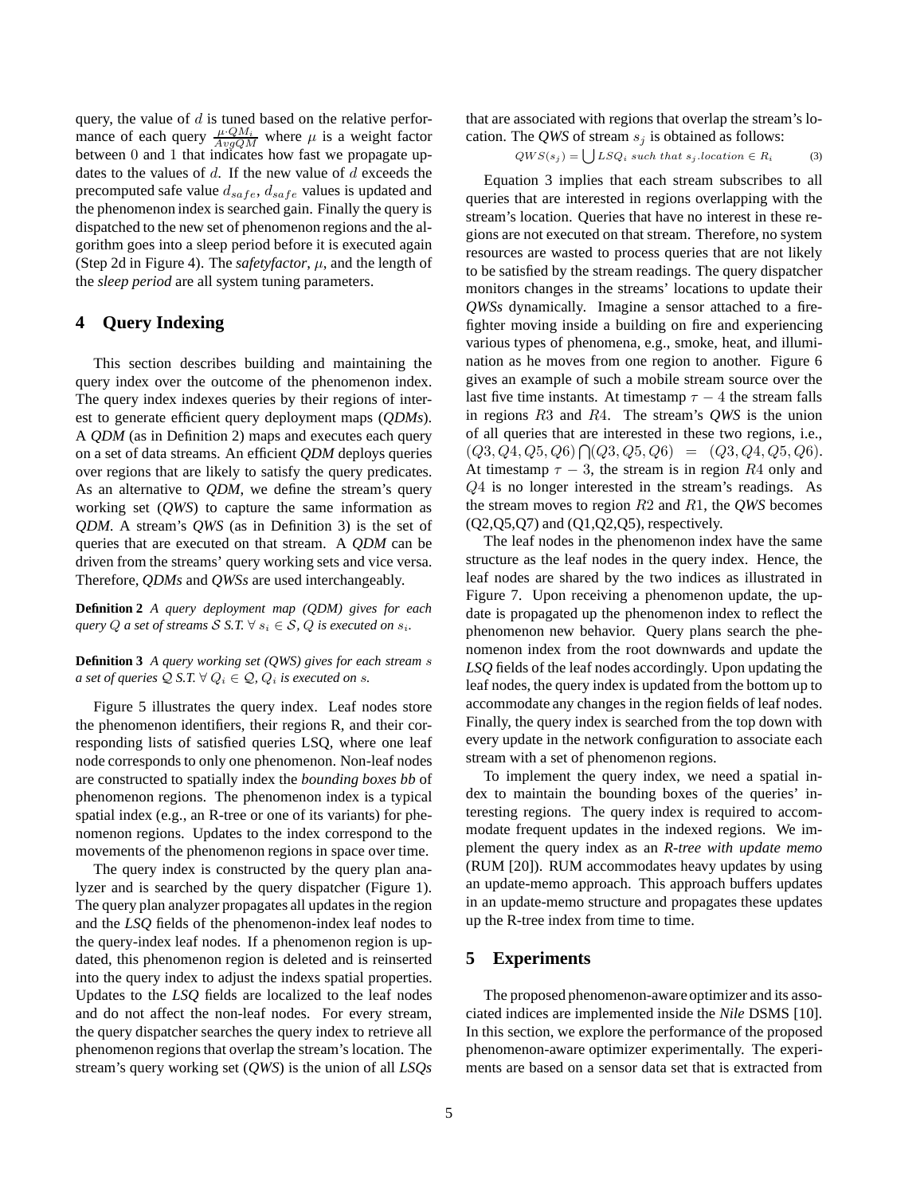query, the value of $d$ is tuned based on the relative performance of each query $\frac{\mu \cdot QM_i}{AvgQM}$ where $\mu$ is a weight factor between 0 and 1 that indicates how fast we propagate updates to the values of $d$. If the new value of $d$ exceeds the precomputed safe value $d_{safe}$, $d_{safe}$ values is updated and the phenomenon index is searched gain. Finally the query is dispatched to the new set of phenomenon regions and the algorithm goes into a sleep period before it is executed again (Step 2d in Figure 4). The *safetyfactor*, $\mu$, and the length of the *sleep period* are all system tuning parameters.

# 4 Query Indexing

This section describes building and maintaining the query index over the outcome of the phenomenon index. The query index indexes queries by their regions of interest to generate efficient query deployment maps (*QDMs*). A *QDM* (as in Definition 2) maps and executes each query on a set of data streams. An efficient *QDM* deploys queries over regions that are likely to satisfy the query predicates. As an alternative to *QDM*, we define the stream's query working set (*QWS*) to capture the same information as *QDM*. A stream's *QWS* (as in Definition 3) is the set of queries that are executed on that stream. A *QDM* can be driven from the streams' query working sets and vice versa. Therefore, *QDMs* and *QWSs* are used interchangeably.

**Definition 2** *A query deployment map (QDM) gives for each query $Q$ a set of streams $\mathcal{S}$ S.T. $\forall$ $s_i \in \mathcal{S}$, $Q$ is executed on $s_i$.*

**Definition 3** *A query working set (QWS) gives for each stream $s$ a set of queries $\mathcal{Q}$ S.T. $\forall$ $Q_i \in \mathcal{Q}$, $Q_i$ is executed on $s$.*

Figure 5 illustrates the query index. Leaf nodes store the phenomenon identifiers, their regions R, and their corresponding lists of satisfied queries LSQ, where one leaf node corresponds to only one phenomenon. Non-leaf nodes are constructed to spatially index the *bounding boxes bb* of phenomenon regions. The phenomenon index is a typical spatial index (e.g., an R-tree or one of its variants) for phenomenon regions. Updates to the index correspond to the movements of the phenomenon regions in space over time.

The query index is constructed by the query plan analyzer and is searched by the query dispatcher (Figure 1). The query plan analyzer propagates all updates in the region and the *LSQ* fields of the phenomenon-index leaf nodes to the query-index leaf nodes. If a phenomenon region is updated, this phenomenon region is deleted and is reinserted into the query index to adjust the indexs spatial properties. Updates to the *LSQ* fields are localized to the leaf nodes and do not affect the non-leaf nodes. For every stream, the query dispatcher searches the query index to retrieve all phenomenon regions that overlap the stream's location. The stream's query working set (*QWS*) is the union of all *LSQs* that are associated with regions that overlap the stream's location. The *QWS* of stream $s_j$ is obtained as follows:

$$QWS(s_j) = \bigcup LSQ_i \text{ such that } s_j.location \in R_i \tag{3}$$

Equation 3 implies that each stream subscribes to all queries that are interested in regions overlapping with the stream's location. Queries that have no interest in these regions are not executed on that stream. Therefore, no system resources are wasted to process queries that are not likely to be satisfied by the stream readings. The query dispatcher monitors changes in the streams' locations to update their *QWSs* dynamically. Imagine a sensor attached to a firefighter moving inside a building on fire and experiencing various types of phenomena, e.g., smoke, heat, and illumination as he moves from one region to another. Figure 6 gives an example of such a mobile stream source over the last five time instants. At timestamp $\tau - 4$ the stream falls in regions $R3$ and $R4$. The stream's *QWS* is the union of all queries that are interested in these two regions, i.e., $(Q3, Q4, Q5, Q6) \bigcap (Q3, Q5, Q6) = (Q3, Q4, Q5, Q6)$. At timestamp $\tau - 3$, the stream is in region $R4$ only and $Q4$ is no longer interested in the stream's readings. As the stream moves to region $R2$ and $R1$, the *QWS* becomes (Q2,Q5,Q7) and (Q1,Q2,Q5), respectively.

The leaf nodes in the phenomenon index have the same structure as the leaf nodes in the query index. Hence, the leaf nodes are shared by the two indices as illustrated in Figure 7. Upon receiving a phenomenon update, the update is propagated up the phenomenon index to reflect the phenomenon new behavior. Query plans search the phenomenon index from the root downwards and update the *LSQ* fields of the leaf nodes accordingly. Upon updating the leaf nodes, the query index is updated from the bottom up to accommodate any changes in the region fields of leaf nodes. Finally, the query index is searched from the top down with every update in the network configuration to associate each stream with a set of phenomenon regions.

To implement the query index, we need a spatial index to maintain the bounding boxes of the queries' interesting regions. The query index is required to accommodate frequent updates in the indexed regions. We implement the query index as an *R-tree with update memo* (RUM [20]). RUM accommodates heavy updates by using an update-memo approach. This approach buffers updates in an update-memo structure and propagates these updates up the R-tree index from time to time.

# 5 Experiments

The proposed phenomenon-aware optimizer and its associated indices are implemented inside the *Nile* DSMS [10]. In this section, we explore the performance of the proposed phenomenon-aware optimizer experimentally. The experiments are based on a sensor data set that is extracted from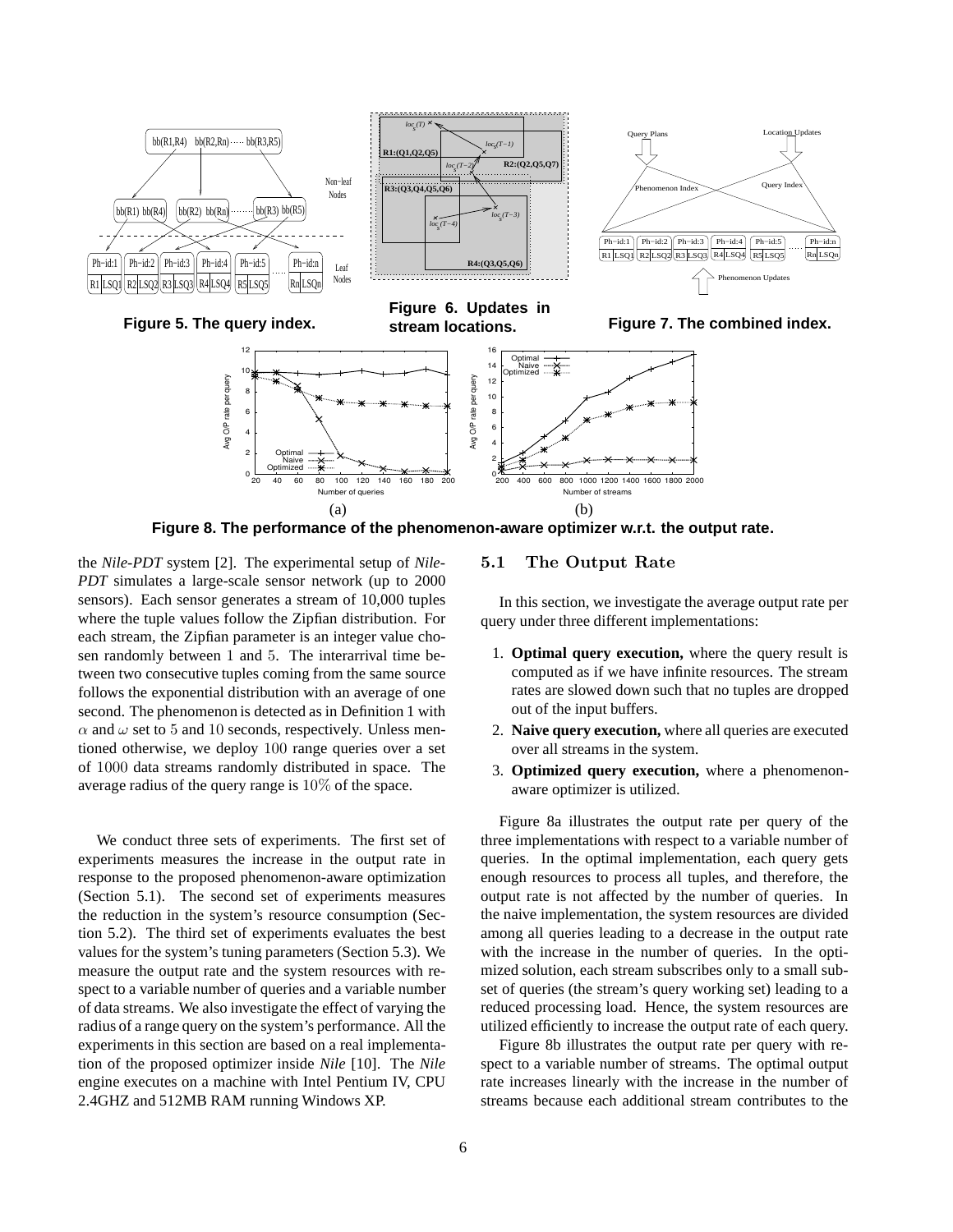Figure 5. The query index.

Figure 6. Updates in stream locations.

Figure 7. The combined index.

(a) (b)

**Figure 8. The performance of the phenomenon-aware optimizer w.r.t. the output rate.**

the *Nile-PDT* system [2]. The experimental setup of *Nile-PDT* simulates a large-scale sensor network (up to 2000 sensors). Each sensor generates a stream of 10,000 tuples where the tuple values follow the Zipfian distribution. For each stream, the Zipfian parameter is an integer value chosen randomly between 1 and 5. The interarrival time between two consecutive tuples coming from the same source follows the exponential distribution with an average of one second. The phenomenon is detected as in Definition 1 with $\alpha$ and $\omega$ set to 5 and 10 seconds, respectively. Unless mentioned otherwise, we deploy 100 range queries over a set of 1000 data streams randomly distributed in space. The average radius of the query range is 10% of the space.

We conduct three sets of experiments. The first set of experiments measures the increase in the output rate in response to the proposed phenomenon-aware optimization (Section 5.1). The second set of experiments measures the reduction in the system's resource consumption (Section 5.2). The third set of experiments evaluates the best values for the system's tuning parameters (Section 5.3). We measure the output rate and the system resources with respect to a variable number of queries and a variable number of data streams. We also investigate the effect of varying the radius of a range query on the system's performance. All the experiments in this section are based on a real implementation of the proposed optimizer inside *Nile* [10]. The *Nile* engine executes on a machine with Intel Pentium IV, CPU 2.4GHZ and 512MB RAM running Windows XP.

## 5.1 The Output Rate

In this section, we investigate the average output rate per query under three different implementations:

1. **Optimal query execution,** where the query result is computed as if we have infinite resources. The stream rates are slowed down such that no tuples are dropped out of the input buffers.
2. **Naive query execution,** where all queries are executed over all streams in the system.
3. **Optimized query execution,** where a phenomenon-aware optimizer is utilized.

Figure 8a illustrates the output rate per query of the three implementations with respect to a variable number of queries. In the optimal implementation, each query gets enough resources to process all tuples, and therefore, the output rate is not affected by the number of queries. In the naive implementation, the system resources are divided among all queries leading to a decrease in the output rate with the increase in the number of queries. In the optimized solution, each stream subscribes only to a small subset of queries (the stream's query working set) leading to a reduced processing load. Hence, the system resources are utilized efficiently to increase the output rate of each query.

Figure 8b illustrates the output rate per query with respect to a variable number of streams. The optimal output rate increases linearly with the increase in the number of streams because each additional stream contributes to the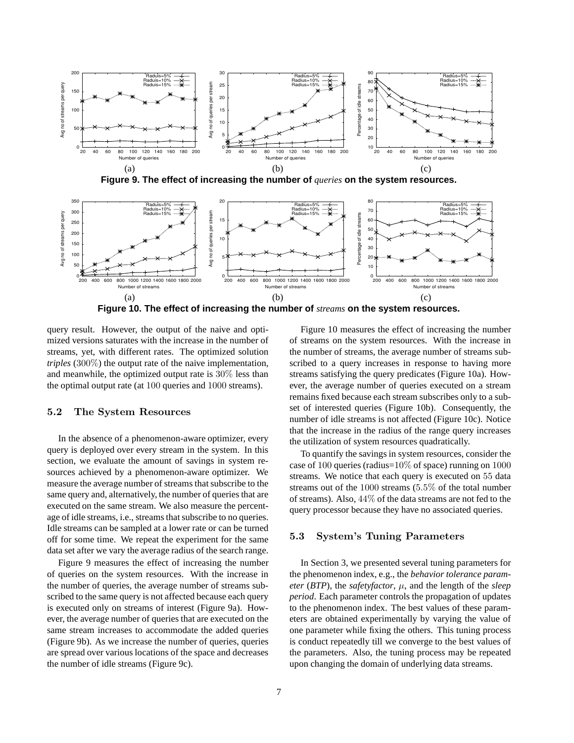**Figure 9. The effect of increasing the number of *queries* on the system resources.**

**Figure 10. The effect of increasing the number of *streams* on the system resources.**

query result. However, the output of the naive and optimized versions saturates with the increase in the number of streams, yet, with different rates. The optimized solution *triples* (300%) the output rate of the naive implementation, and meanwhile, the optimized output rate is 30% less than the optimal output rate (at 100 queries and 1000 streams).

### 5.2 The System Resources

In the absence of a phenomenon-aware optimizer, every query is deployed over every stream in the system. In this section, we evaluate the amount of savings in system resources achieved by a phenomenon-aware optimizer. We measure the average number of streams that subscribe to the same query and, alternatively, the number of queries that are executed on the same stream. We also measure the percentage of idle streams, i.e., streams that subscribe to no queries. Idle streams can be sampled at a lower rate or can be turned off for some time. We repeat the experiment for the same data set after we vary the average radius of the search range.

Figure 9 measures the effect of increasing the number of queries on the system resources. With the increase in the number of queries, the average number of streams subscribed to the same query is not affected because each query is executed only on streams of interest (Figure 9a). However, the average number of queries that are executed on the same stream increases to accommodate the added queries (Figure 9b). As we increase the number of queries, queries are spread over various locations of the space and decreases the number of idle streams (Figure 9c).

Figure 10 measures the effect of increasing the number of streams on the system resources. With the increase in the number of streams, the average number of streams subscribed to a query increases in response to having more streams satisfying the query predicates (Figure 10a). However, the average number of queries executed on a stream remains fixed because each stream subscribes only to a subset of interested queries (Figure 10b). Consequently, the number of idle streams is not affected (Figure 10c). Notice that the increase in the radius of the range query increases the utilization of system resources quadratically.

To quantify the savings in system resources, consider the case of 100 queries (radius=10% of space) running on 1000 streams. We notice that each query is executed on 55 data streams out of the 1000 streams (5.5% of the total number of streams). Also, 44% of the data streams are not fed to the query processor because they have no associated queries.

### 5.3 System's Tuning Parameters

In Section 3, we presented several tuning parameters for the phenomenon index, e.g., the *behavior tolerance parameter* (*BTP*), the *safetyfactor*, $\mu$, and the length of the *sleep period*. Each parameter controls the propagation of updates to the phenomenon index. The best values of these parameters are obtained experimentally by varying the value of one parameter while fixing the others. This tuning process is conduct repeatedly till we converge to the best values of the parameters. Also, the tuning process may be repeated upon changing the domain of underlying data streams.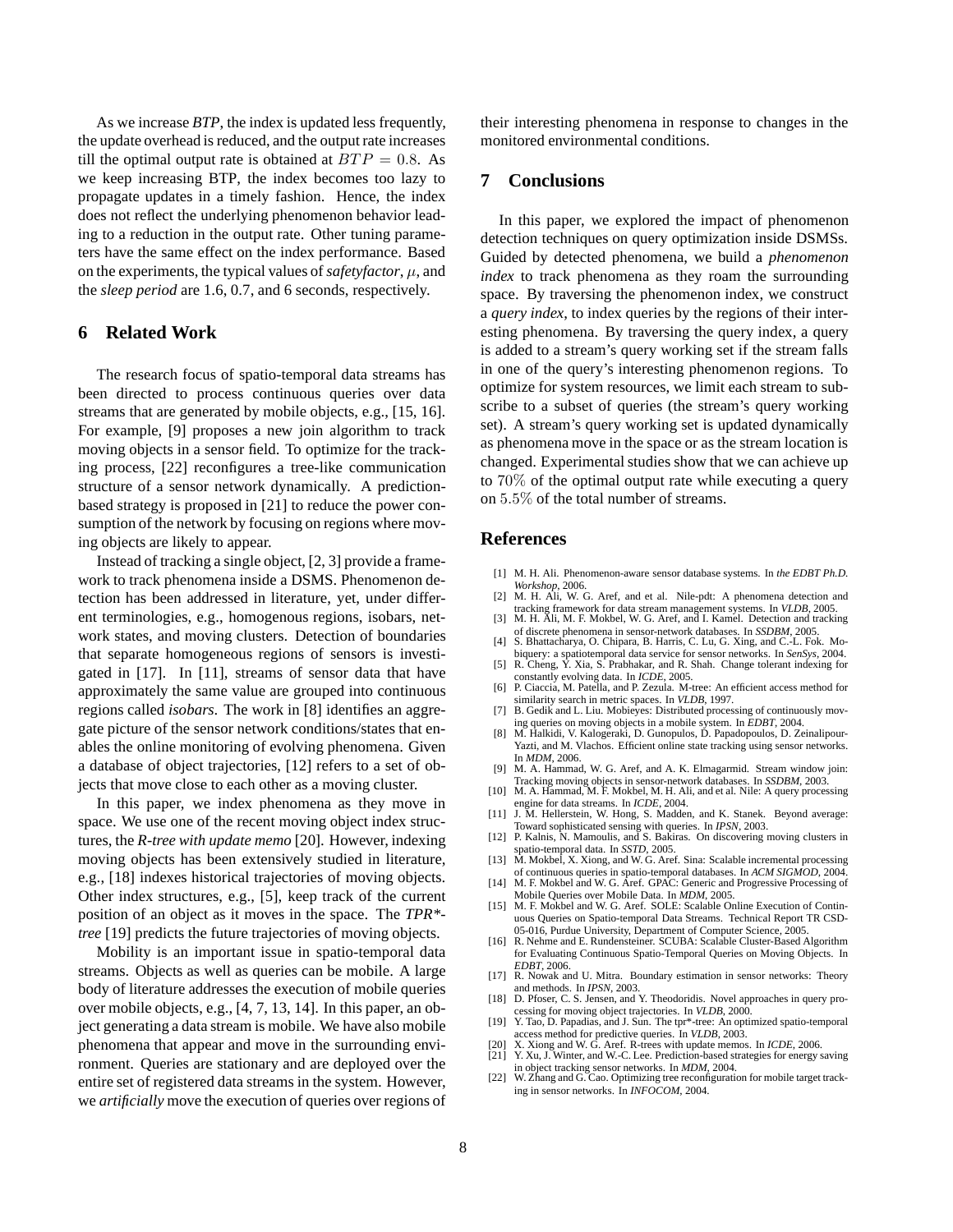As we increase *BTP*, the index is updated less frequently, the update overhead is reduced, and the output rate increases till the optimal output rate is obtained at $BTP = 0.8$. As we keep increasing BTP, the index becomes too lazy to propagate updates in a timely fashion. Hence, the index does not reflect the underlying phenomenon behavior leading to a reduction in the output rate. Other tuning parameters have the same effect on the index performance. Based on the experiments, the typical values of *safetyfactor*, $\mu$, and the *sleep period* are 1.6, 0.7, and 6 seconds, respectively.

## 6 Related Work

The research focus of spatio-temporal data streams has been directed to process continuous queries over data streams that are generated by mobile objects, e.g., [15, 16]. For example, [9] proposes a new join algorithm to track moving objects in a sensor field. To optimize for the tracking process, [22] reconfigures a tree-like communication structure of a sensor network dynamically. A prediction-based strategy is proposed in [21] to reduce the power consumption of the network by focusing on regions where moving objects are likely to appear.

Instead of tracking a single object, [2, 3] provide a framework to track phenomena inside a DSMS. Phenomenon detection has been addressed in literature, yet, under different terminologies, e.g., homogenous regions, isobars, network states, and moving clusters. Detection of boundaries that separate homogeneous regions of sensors is investigated in [17]. In [11], streams of sensor data that have approximately the same value are grouped into continuous regions called *isobars*. The work in [8] identifies an aggregate picture of the sensor network conditions/states that enables the online monitoring of evolving phenomena. Given a database of object trajectories, [12] refers to a set of objects that move close to each other as a moving cluster.

In this paper, we index phenomena as they move in space. We use one of the recent moving object index structures, the *R-tree with update memo* [20]. However, indexing moving objects has been extensively studied in literature, e.g., [18] indexes historical trajectories of moving objects. Other index structures, e.g., [5], keep track of the current position of an object as it moves in the space. The *TPR\*-tree* [19] predicts the future trajectories of moving objects.

Mobility is an important issue in spatio-temporal data streams. Objects as well as queries can be mobile. A large body of literature addresses the execution of mobile queries over mobile objects, e.g., [4, 7, 13, 14]. In this paper, an object generating a data stream is mobile. We have also mobile phenomena that appear and move in the surrounding environment. Queries are stationary and are deployed over the entire set of registered data streams in the system. However, we *artificially* move the execution of queries over regions of their interesting phenomena in response to changes in the monitored environmental conditions.

## 7 Conclusions

In this paper, we explored the impact of phenomenon detection techniques on query optimization inside DSMSs. Guided by detected phenomena, we build a *phenomenon index* to track phenomena as they roam the surrounding space. By traversing the phenomenon index, we construct a *query index*, to index queries by the regions of their interesting phenomena. By traversing the query index, a query is added to a stream's query working set if the stream falls in one of the query's interesting phenomenon regions. To optimize for system resources, we limit each stream to subscribe to a subset of queries (the stream's query working set). A stream's query working set is updated dynamically as phenomena move in the space or as the stream location is changed. Experimental studies show that we can achieve up to $70\%$ of the optimal output rate while executing a query on $5.5\%$ of the total number of streams.

## References

[1] M. H. Ali. Phenomenon-aware sensor database systems. In *the EDBT Ph.D. Workshop*, 2006.

[2] M. H. Ali, W. G. Aref, and et al. Nile-pdt: A phenomena detection and tracking framework for data stream management systems. In *VLDB*, 2005.

[3] M. H. Ali, M. F. Mokbel, W. G. Aref, and I. Kamel. Detection and tracking of discrete phenomena in sensor-network databases. In *SSDBM*, 2005.

[4] S. Bhattacharya, O. Chipara, B. Harris, C. Lu, G. Xing, and C.-L. Fok. Mobiquery: a spatiotemporal data service for sensor networks. In *SenSys*, 2004.

[5] R. Cheng, Y. Xia, S. Prabhakar, and R. Shah. Change tolerant indexing for constantly evolving data. In *ICDE*, 2005.

[6] P. Ciaccia, M. Patella, and P. Zezula. M-tree: An efficient access method for similarity search in metric spaces. In *VLDB*, 1997.

[7] B. Gedik and L. Liu. Mobieyes: Distributed processing of continuously moving queries on moving objects in a mobile system. In *EDBT*, 2004.

[8] M. Halkidi, V. Kalogeraki, D. Gunopulos, D. Papadopoulos, D. Zeinalipour-Yazti, and M. Vlachos. Efficient online state tracking using sensor networks. In *MDM*, 2006.

[9] M. A. Hammad, W. G. Aref, and A. K. Elmagarmid. Stream window join: Tracking moving objects in sensor-network databases. In *SSDBM*, 2003.

[10] M. A. Hammad, M. F. Mokbel, M. H. Ali, and et al. Nile: A query processing engine for data streams. In *ICDE*, 2004.

[11] J. M. Hellerstein, W. Hong, S. Madden, and K. Stanek. Beyond average: Toward sophisticated sensing with queries. In *IPSN*, 2003.

[12] P. Kalnis, N. Mamoulis, and S. Bakiras. On discovering moving clusters in spatio-temporal data. In *SSTD*, 2005.

[13] M. Mokbel, X. Xiong, and W. G. Aref. Sina: Scalable incremental processing of continuous queries in spatio-temporal databases. In *ACM SIGMOD*, 2004.

[14] M. F. Mokbel and W. G. Aref. GPAC: Generic and Progressive Processing of Mobile Queries over Mobile Data. In *MDM*, 2005.

[15] M. F. Mokbel and W. G. Aref. SOLE: Scalable Online Execution of Continuous Queries on Spatio-temporal Data Streams. Technical Report TR CSD-05-016, Purdue University, Department of Computer Science, 2005.

[16] R. Nehme and E. Rundensteiner. SCUBA: Scalable Cluster-Based Algorithm for Evaluating Continuous Spatio-Temporal Queries on Moving Objects. In *EDBT*, 2006.

[17] R. Nowak and U. Mitra. Boundary estimation in sensor networks: Theory and methods. In *IPSN*, 2003.

[18] D. Pfoser, C. S. Jensen, and Y. Theodoridis. Novel approaches in query processing for moving object trajectories. In *VLDB*, 2000.

[19] Y. Tao, D. Papadias, and J. Sun. The tpr\*-tree: An optimized spatio-temporal access method for predictive queries. In *VLDB*, 2003.

[20] X. Xiong and W. G. Aref. R-trees with update memos. In *ICDE*, 2006.

[21] Y. Xu, J. Winter, and W.-C. Lee. Prediction-based strategies for energy saving in object tracking sensor networks. In *MDM*, 2004.

[22] W. Zhang and G. Cao. Optimizing tree reconfiguration for mobile target tracking in sensor networks. In *INFOCOM*, 2004.